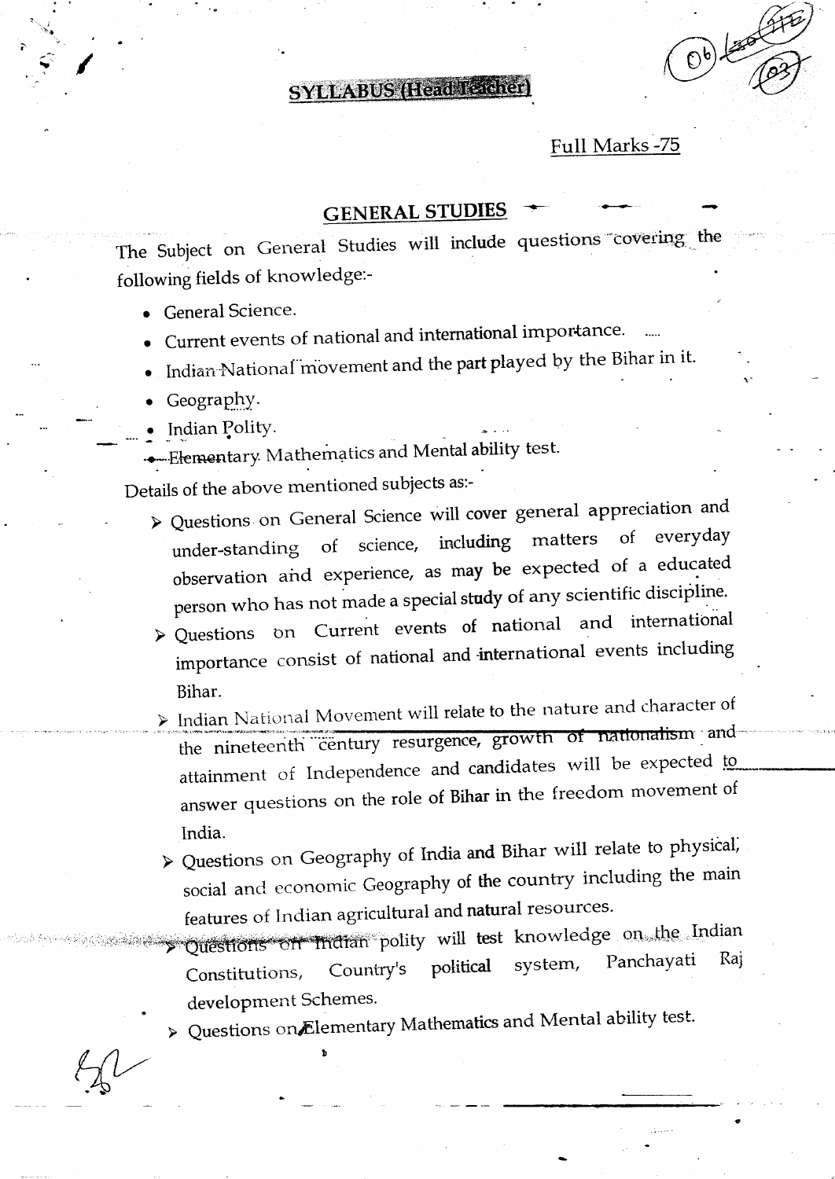# SYLLABUS (Head Teacher)

Full Marks -75

## GENERAL STUDIES

The Subject on General Studies will include questions covering the following fields of knowledge:-

- General Science.
- Current events of national and international importance.
- Indian National movement and the part played by the Bihar in it.
- Geography.
- Indian Polity.
- Elementary Mathematics and Mental ability test.

Details of the above mentioned subjects as:-

- Questions on General Science will cover general appreciation and under-standing of science, including matters of everyday observation and experience, as may be expected of a educated person who has not made a special study of any scientific discipline.
- Questions on Current events of national and international importance consist of national and international events including Bihar.
- Indian National Movement will relate to the nature and character of the nineteenth century resurgence, growth of nationalism and attainment of Independence and candidates will be expected to answer questions on the role of Bihar in the freedom movement of India.
- Questions on Geography of India and Bihar will relate to physical, social and economic Geography of the country including the main features of Indian agricultural and natural resources.
- Questions on Indian polity will test knowledge on the Indian Constitutions, Country's political system, Panchayati Raj development Schemes.
- Questions on Elementary Mathematics and Mental ability test.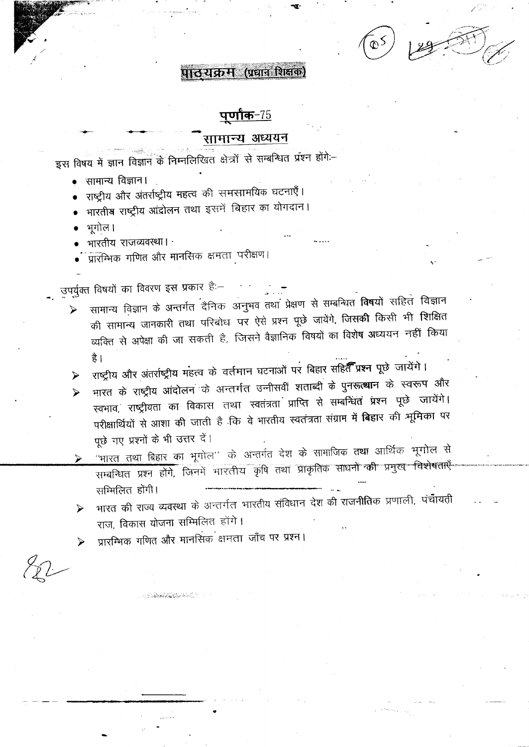## पाठ्यक्रम (प्रधान शिक्षक)

### पूर्णांक-75

### सामान्य अध्ययन

इस विषय में ज्ञान विज्ञान के निम्नलिखित क्षेत्रों से सम्बन्धित प्रश्न होंगे:–

- सामान्य विज्ञान।
- राष्ट्रीय और अंतर्राष्ट्रीय महत्व की समसामयिक घटनाएँ।
- भारतीय राष्ट्रीय आंदोलन तथा इसमें बिहार का योगदान।
- भूगोल।
- भारतीय राजव्यवस्था।
- प्रारम्भिक गणित और मानसिक क्षमता परीक्षण।

उपर्युक्त विषयों का विवरण इस प्रकार है:–

- सामान्य विज्ञान के अन्तर्गत दैनिक अनुभव तथा प्रेक्षण से सम्बन्धित विषयों सहित विज्ञान की सामान्य जानकारी तथा परिबोध पर ऐसे प्रश्न पूछे जायेंगे, जिसकी किसी भी शिक्षित व्यक्ति से अपेक्षा की जा सकती है, जिसने वैज्ञानिक विषयों का विशेष अध्ययन नहीं किया है।
- राष्ट्रीय और अंतर्राष्ट्रीय महत्व के वर्तमान घटनाओं पर बिहार सहित प्रश्न पूछे जायेंगे।
- भारत के राष्ट्रीय आंदोलन के अन्तर्गत उन्नीसवीं शताब्दी के पुनरुत्थान के स्वरूप और स्वभाव, राष्ट्रीयता का विकास तथा स्वतंत्रता प्राप्ति से सम्बन्धित प्रश्न पूछे जायेंगे। परीक्षार्थियों से आशा की जाती है कि वे भारतीय स्वतंत्रता संग्राम में बिहार की भूमिका पर पूछे गए प्रश्नों के भी उत्तर दें।
- "भारत तथा बिहार का भूगोल" के अन्तर्गत देश के सामाजिक तथा आर्थिक भूगोल से सम्बन्धित प्रश्न होंगे, जिनमें भारतीय कृषि तथा प्राकृतिक साधनों की प्रमुख विशेषताएँ सम्मिलित होंगी।
- भारत की राज्य व्यवस्था के अन्तर्गत भारतीय संविधान देश की राजनीतिक प्रणाली, पंचायती राज, विकास योजना सम्मिलित होंगे।
- प्रारम्भिक गणित और मानसिक क्षमता जाँच पर प्रश्न।